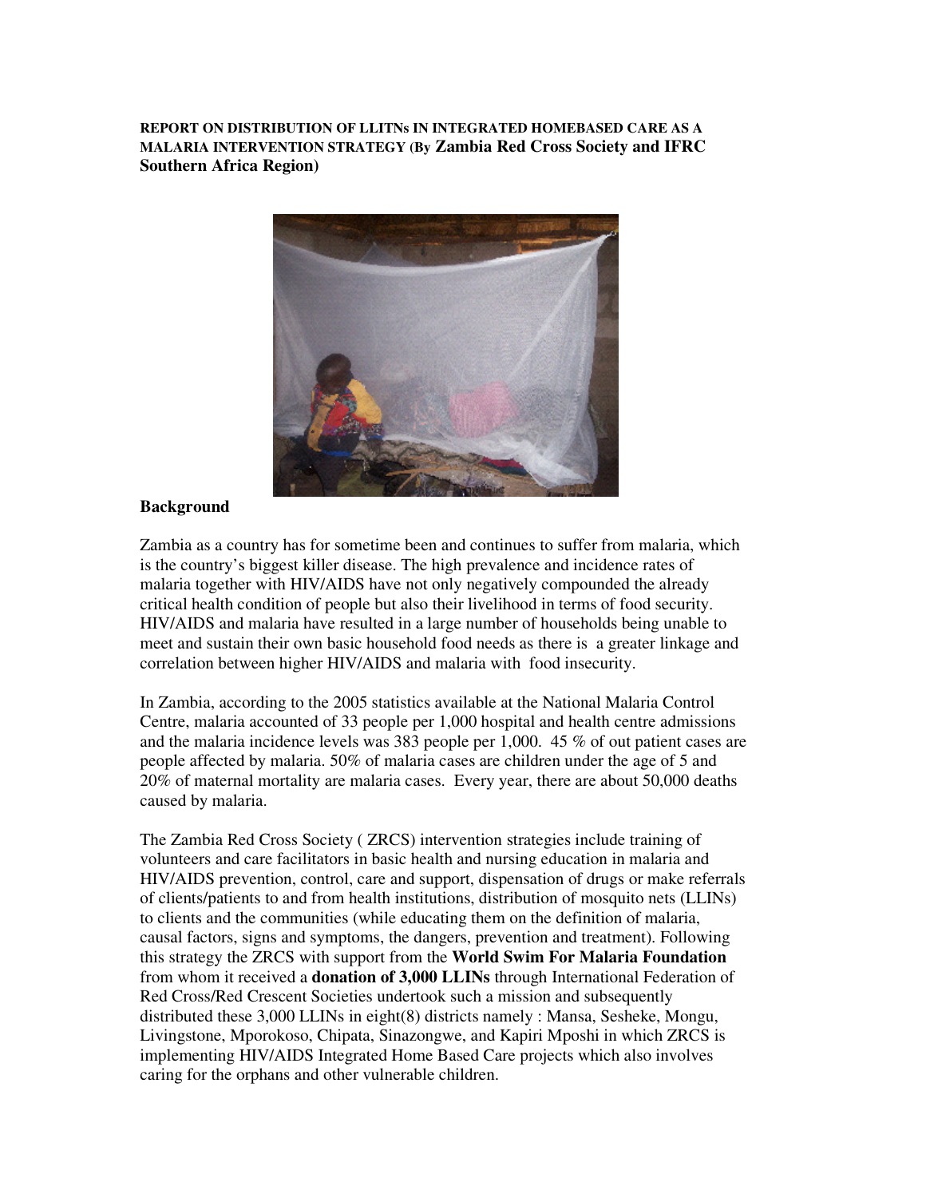**REPORT ON DISTRIBUTION OF LLITNs IN INTEGRATED HOMEBASED CARE AS A MALARIA INTERVENTION STRATEGY (By Zambia Red Cross Society and IFRC Southern Africa Region)**

**Background**

Zambia as a country has for sometime been and continues to suffer from malaria, which is the country's biggest killer disease. The high prevalence and incidence rates of malaria together with HIV/AIDS have not only negatively compounded the already critical health condition of people but also their livelihood in terms of food security. HIV/AIDS and malaria have resulted in a large number of households being unable to meet and sustain their own basic household food needs as there is a greater linkage and correlation between higher HIV/AIDS and malaria with food insecurity.

In Zambia, according to the 2005 statistics available at the National Malaria Control Centre, malaria accounted of 33 people per 1,000 hospital and health centre admissions and the malaria incidence levels was 383 people per 1,000. 45 % of out patient cases are people affected by malaria. 50% of malaria cases are children under the age of 5 and 20% of maternal mortality are malaria cases. Every year, there are about 50,000 deaths caused by malaria.

The Zambia Red Cross Society ( ZRCS) intervention strategies include training of volunteers and care facilitators in basic health and nursing education in malaria and HIV/AIDS prevention, control, care and support, dispensation of drugs or make referrals of clients/patients to and from health institutions, distribution of mosquito nets (LLINs) to clients and the communities (while educating them on the definition of malaria, causal factors, signs and symptoms, the dangers, prevention and treatment). Following this strategy the ZRCS with support from the **World Swim For Malaria Foundation** from whom it received a **donation of 3,000 LLINs** through International Federation of Red Cross/Red Crescent Societies undertook such a mission and subsequently distributed these 3,000 LLINs in eight(8) districts namely : Mansa, Sesheke, Mongu, Livingstone, Mporokoso, Chipata, Sinazongwe, and Kapiri Mposhi in which ZRCS is implementing HIV/AIDS Integrated Home Based Care projects which also involves caring for the orphans and other vulnerable children.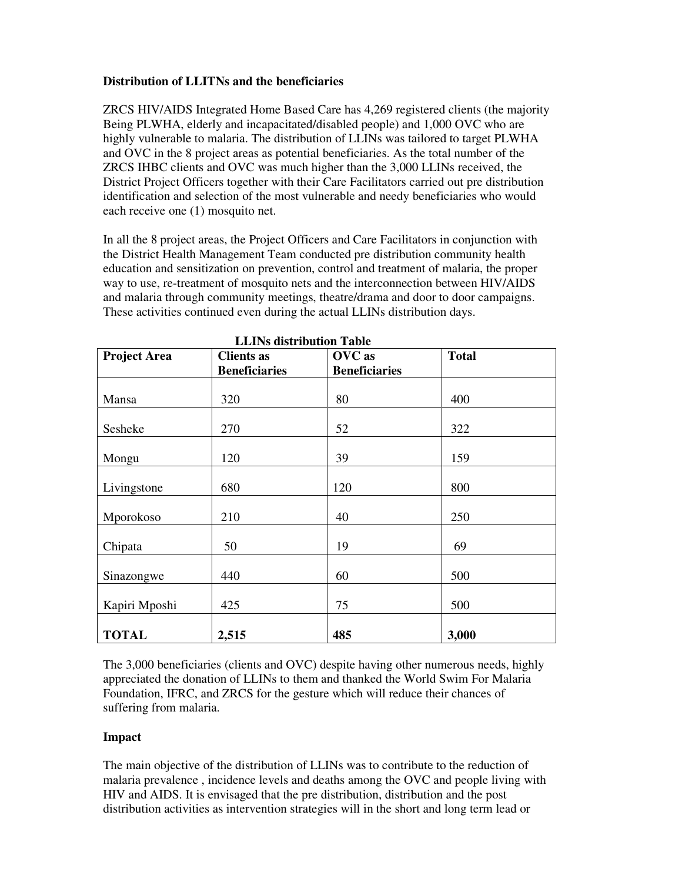**Distribution of LLITNs and the beneficiaries**

ZRCS HIV/AIDS Integrated Home Based Care has 4,269 registered clients (the majority Being PLWHA, elderly and incapacitated/disabled people) and 1,000 OVC who are highly vulnerable to malaria. The distribution of LLINs was tailored to target PLWHA and OVC in the 8 project areas as potential beneficiaries. As the total number of the ZRCS IHBC clients and OVC was much higher than the 3,000 LLINs received, the District Project Officers together with their Care Facilitators carried out pre distribution identification and selection of the most vulnerable and needy beneficiaries who would each receive one (1) mosquito net.

In all the 8 project areas, the Project Officers and Care Facilitators in conjunction with the District Health Management Team conducted pre distribution community health education and sensitization on prevention, control and treatment of malaria, the proper way to use, re-treatment of mosquito nets and the interconnection between HIV/AIDS and malaria through community meetings, theatre/drama and door to door campaigns. These activities continued even during the actual LLINs distribution days.

**LLINs distribution Table**

| Project Area | Clients as Beneficiaries | OVC as Beneficiaries | Total |
|---|---|---|---|
| Mansa | 320 | 80 | 400 |
| Sesheke | 270 | 52 | 322 |
| Mongu | 120 | 39 | 159 |
| Livingstone | 680 | 120 | 800 |
| Mporokoso | 210 | 40 | 250 |
| Chipata | 50 | 19 | 69 |
| Sinazongwe | 440 | 60 | 500 |
| Kapiri Mposhi | 425 | 75 | 500 |
| **TOTAL** | **2,515** | **485** | **3,000** |

The 3,000 beneficiaries (clients and OVC) despite having other numerous needs, highly appreciated the donation of LLINs to them and thanked the World Swim For Malaria Foundation, IFRC, and ZRCS for the gesture which will reduce their chances of suffering from malaria.

**Impact**

The main objective of the distribution of LLINs was to contribute to the reduction of malaria prevalence , incidence levels and deaths among the OVC and people living with HIV and AIDS. It is envisaged that the pre distribution, distribution and the post distribution activities as intervention strategies will in the short and long term lead or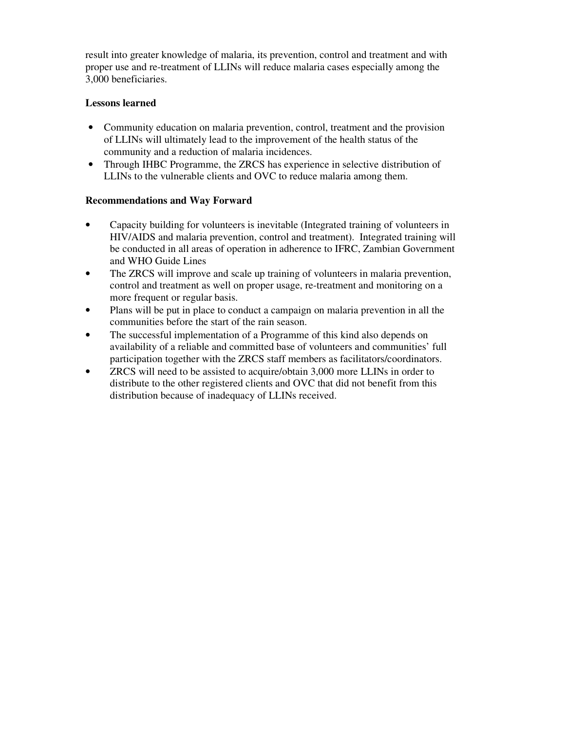result into greater knowledge of malaria, its prevention, control and treatment and with proper use and re-treatment of LLINs will reduce malaria cases especially among the 3,000 beneficiaries.

**Lessons learned**

- Community education on malaria prevention, control, treatment and the provision of LLINs will ultimately lead to the improvement of the health status of the community and a reduction of malaria incidences.
- Through IHBC Programme, the ZRCS has experience in selective distribution of LLINs to the vulnerable clients and OVC to reduce malaria among them.

**Recommendations and Way Forward**

- Capacity building for volunteers is inevitable (Integrated training of volunteers in HIV/AIDS and malaria prevention, control and treatment). Integrated training will be conducted in all areas of operation in adherence to IFRC, Zambian Government and WHO Guide Lines
- The ZRCS will improve and scale up training of volunteers in malaria prevention, control and treatment as well on proper usage, re-treatment and monitoring on a more frequent or regular basis.
- Plans will be put in place to conduct a campaign on malaria prevention in all the communities before the start of the rain season.
- The successful implementation of a Programme of this kind also depends on availability of a reliable and committed base of volunteers and communities' full participation together with the ZRCS staff members as facilitators/coordinators.
- ZRCS will need to be assisted to acquire/obtain 3,000 more LLINs in order to distribute to the other registered clients and OVC that did not benefit from this distribution because of inadequacy of LLINs received.